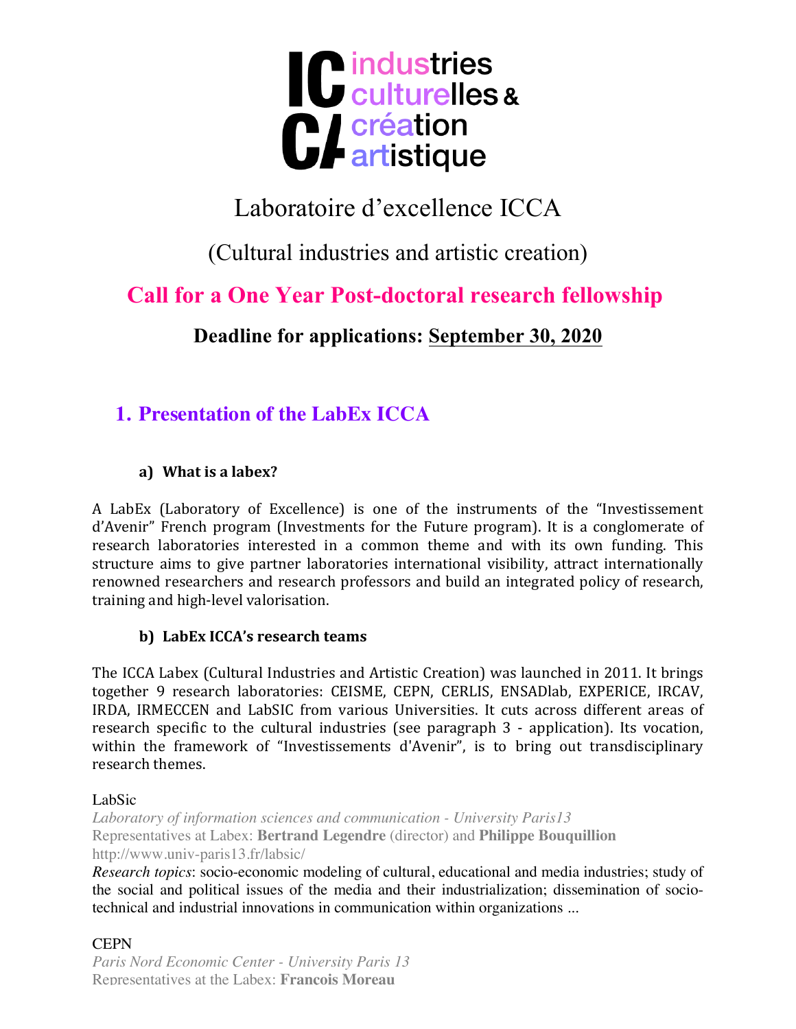IC industries culturelles & CA création artistique

# Laboratoire d'excellence ICCA

## (Cultural industries and artistic creation)

## Call for a One Year Post-doctoral research fellowship

### Deadline for applications: September 30, 2020

## 1. Presentation of the LabEx ICCA

### a) What is a labex?

A LabEx (Laboratory of Excellence) is one of the instruments of the "Investissement d'Avenir" French program (Investments for the Future program). It is a conglomerate of research laboratories interested in a common theme and with its own funding. This structure aims to give partner laboratories international visibility, attract internationally renowned researchers and research professors and build an integrated policy of research, training and high-level valorisation.

### b) LabEx ICCA's research teams

The ICCA Labex (Cultural Industries and Artistic Creation) was launched in 2011. It brings together 9 research laboratories: CEISME, CEPN, CERLIS, ENSADlab, EXPERICE, IRCAV, IRDA, IRMECCEN and LabSIC from various Universities. It cuts across different areas of research specific to the cultural industries (see paragraph 3 - application). Its vocation, within the framework of "Investissements d'Avenir", is to bring out transdisciplinary research themes.

LabSic

*Laboratory of information sciences and communication - University Paris13*

Representatives at Labex: **Bertrand Legendre** (director) and **Philippe Bouquillion**

http://www.univ-paris13.fr/labsic/

*Research topics*: socio-economic modeling of cultural, educational and media industries; study of the social and political issues of the media and their industrialization; dissemination of socio-technical and industrial innovations in communication within organizations …

CEPN

*Paris Nord Economic Center - University Paris 13*

Representatives at the Labex: **Francois Moreau**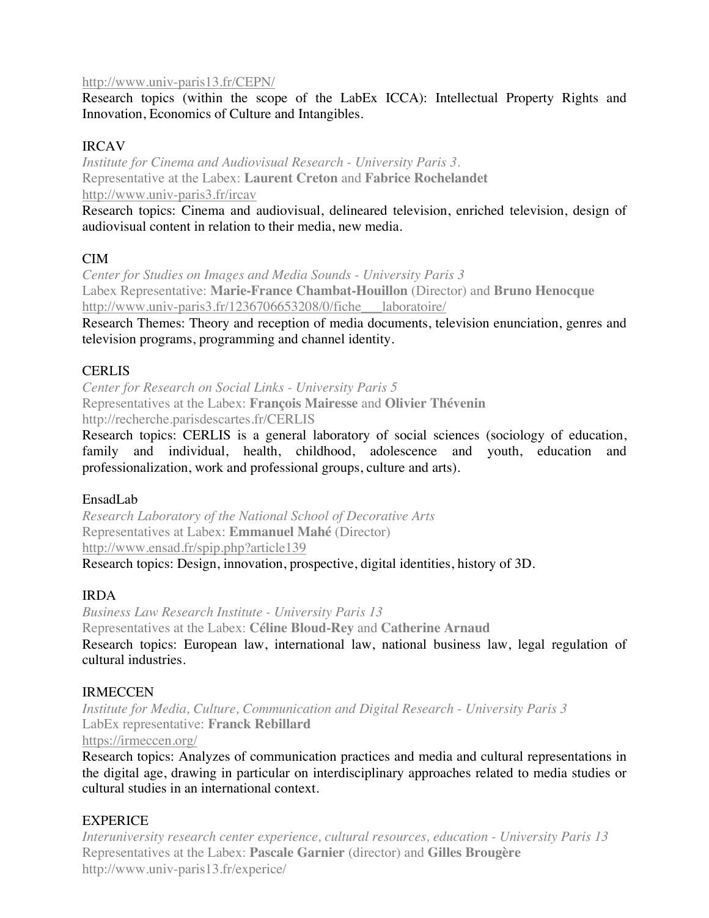http://www.univ-paris13.fr/CEPN/

Research topics (within the scope of the LabEx ICCA): Intellectual Property Rights and Innovation, Economics of Culture and Intangibles.

IRCAV

*Institute for Cinema and Audiovisual Research - University Paris 3.*

Representative at the Labex: **Laurent Creton** and **Fabrice Rochelandet**

http://www.univ-paris3.fr/ircav

Research topics: Cinema and audiovisual, delineared television, enriched television, design of audiovisual content in relation to their media, new media.

CIM

*Center for Studies on Images and Media Sounds - University Paris 3*

Labex Representative: **Marie-France Chambat-Houillon** (Director) and **Bruno Henocque**

http://www.univ-paris3.fr/1236706653208/0/fiche___laboratoire/

Research Themes: Theory and reception of media documents, television enunciation, genres and television programs, programming and channel identity.

CERLIS

*Center for Research on Social Links - University Paris 5*

Representatives at the Labex: **François Mairesse** and **Olivier Thévenin**

http://recherche.parisdescartes.fr/CERLIS

Research topics: CERLIS is a general laboratory of social sciences (sociology of education, family and individual, health, childhood, adolescence and youth, education and professionalization, work and professional groups, culture and arts).

EnsadLab

*Research Laboratory of the National School of Decorative Arts*

Representatives at Labex: **Emmanuel Mahé** (Director)

http://www.ensad.fr/spip.php?article139

Research topics: Design, innovation, prospective, digital identities, history of 3D.

IRDA

*Business Law Research Institute - University Paris 13*

Representatives at the Labex: **Céline Bloud-Rey** and **Catherine Arnaud**

Research topics: European law, international law, national business law, legal regulation of cultural industries.

IRMECCEN

*Institute for Media, Culture, Communication and Digital Research - University Paris 3*

LabEx representative: **Franck Rebillard**

https://irmeccen.org/

Research topics: Analyzes of communication practices and media and cultural representations in the digital age, drawing in particular on interdisciplinary approaches related to media studies or cultural studies in an international context.

EXPERICE

*Interuniversity research center experience, cultural resources, education - University Paris 13*

Representatives at the Labex: **Pascale Garnier** (director) and **Gilles Brougère**

http://www.univ-paris13.fr/experice/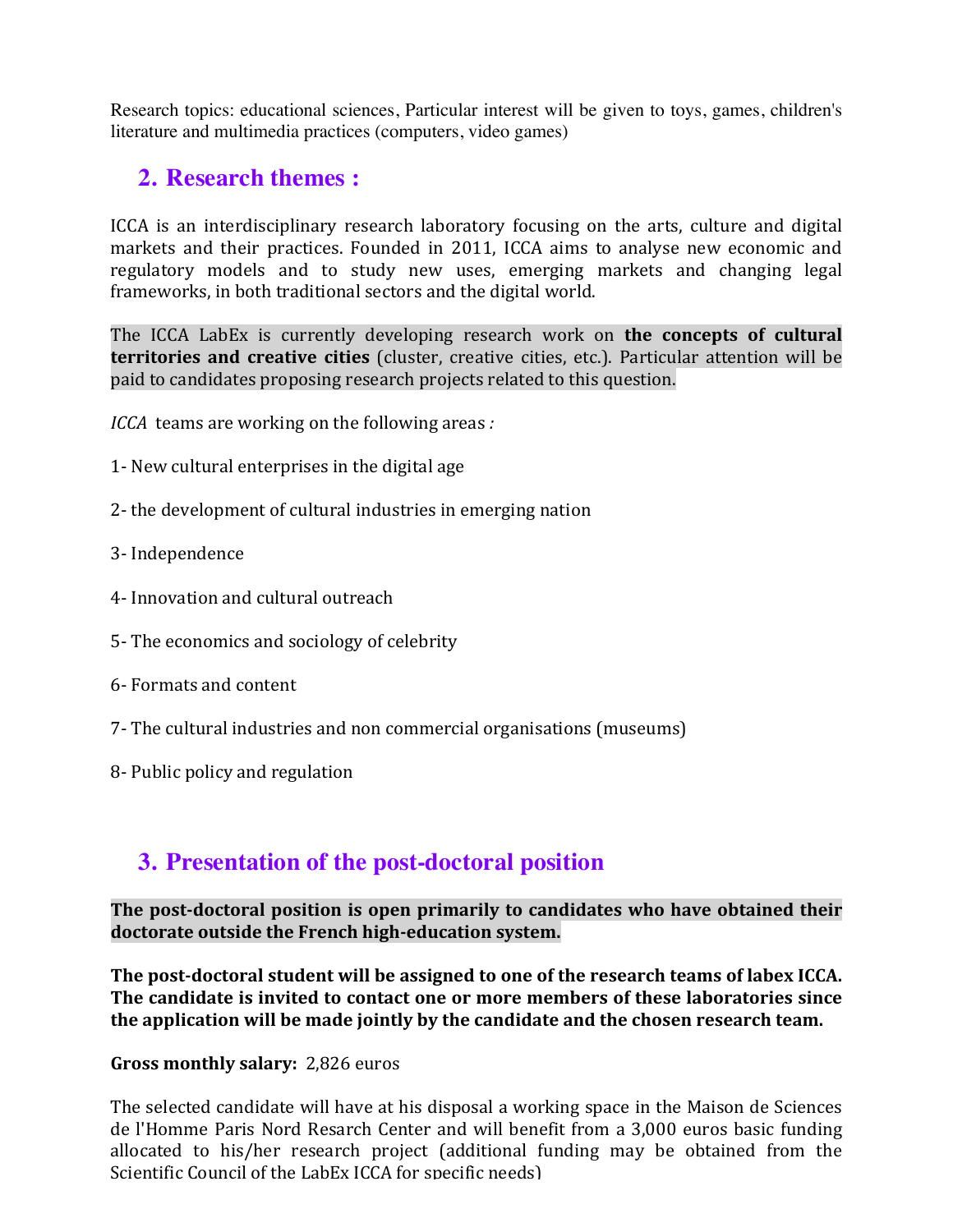Research topics: educational sciences, Particular interest will be given to toys, games, children's literature and multimedia practices (computers, video games)

## 2. Research themes :

ICCA is an interdisciplinary research laboratory focusing on the arts, culture and digital markets and their practices. Founded in 2011, ICCA aims to analyse new economic and regulatory models and to study new uses, emerging markets and changing legal frameworks, in both traditional sectors and the digital world.

The ICCA LabEx is currently developing research work on **the concepts of cultural territories and creative cities** (cluster, creative cities, etc.). Particular attention will be paid to candidates proposing research projects related to this question.

*ICCA* teams are working on the following areas *:*

1- New cultural enterprises in the digital age

2- the development of cultural industries in emerging nation

3- Independence

4- Innovation and cultural outreach

5- The economics and sociology of celebrity

6- Formats and content

7- The cultural industries and non commercial organisations (museums)

8- Public policy and regulation

## 3. Presentation of the post-doctoral position

**The post-doctoral position is open primarily to candidates who have obtained their doctorate outside the French high-education system.**

**The post-doctoral student will be assigned to one of the research teams of labex ICCA. The candidate is invited to contact one or more members of these laboratories since the application will be made jointly by the candidate and the chosen research team.**

**Gross monthly salary:** 2,826 euros

The selected candidate will have at his disposal a working space in the Maison de Sciences de l'Homme Paris Nord Resarch Center and will benefit from a 3,000 euros basic funding allocated to his/her research project (additional funding may be obtained from the Scientific Council of the LabEx ICCA for specific needs)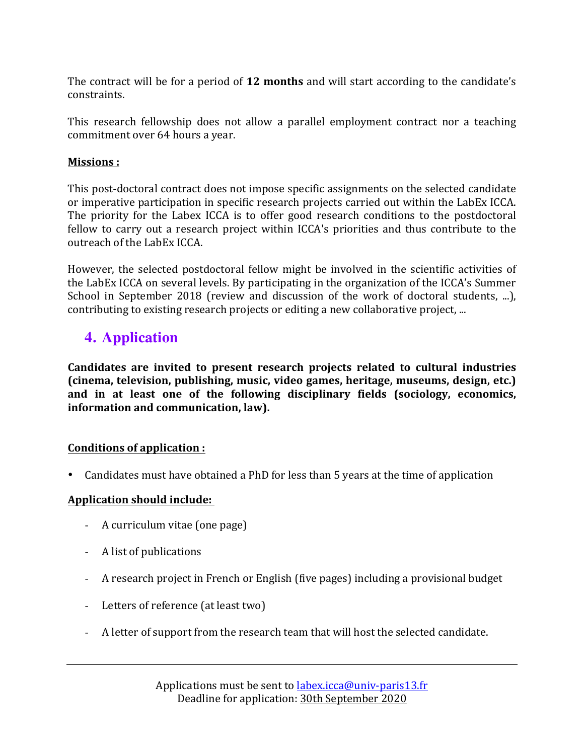The contract will be for a period of **12 months** and will start according to the candidate's constraints.

This research fellowship does not allow a parallel employment contract nor a teaching commitment over 64 hours a year.

**Missions :**

This post-doctoral contract does not impose specific assignments on the selected candidate or imperative participation in specific research projects carried out within the LabEx ICCA. The priority for the Labex ICCA is to offer good research conditions to the postdoctoral fellow to carry out a research project within ICCA's priorities and thus contribute to the outreach of the LabEx ICCA.

However, the selected postdoctoral fellow might be involved in the scientific activities of the LabEx ICCA on several levels. By participating in the organization of the ICCA's Summer School in September 2018 (review and discussion of the work of doctoral students, ...), contributing to existing research projects or editing a new collaborative project, ...

## 4. Application

**Candidates are invited to present research projects related to cultural industries (cinema, television, publishing, music, video games, heritage, museums, design, etc.) and in at least one of the following disciplinary fields (sociology, economics, information and communication, law).**

**Conditions of application :**

- Candidates must have obtained a PhD for less than 5 years at the time of application

**Application should include:**

- A curriculum vitae (one page)
- A list of publications
- A research project in French or English (five pages) including a provisional budget
- Letters of reference (at least two)
- A letter of support from the research team that will host the selected candidate.

---

Applications must be sent to labex.icca@univ-paris13.fr
Deadline for application: 30th September 2020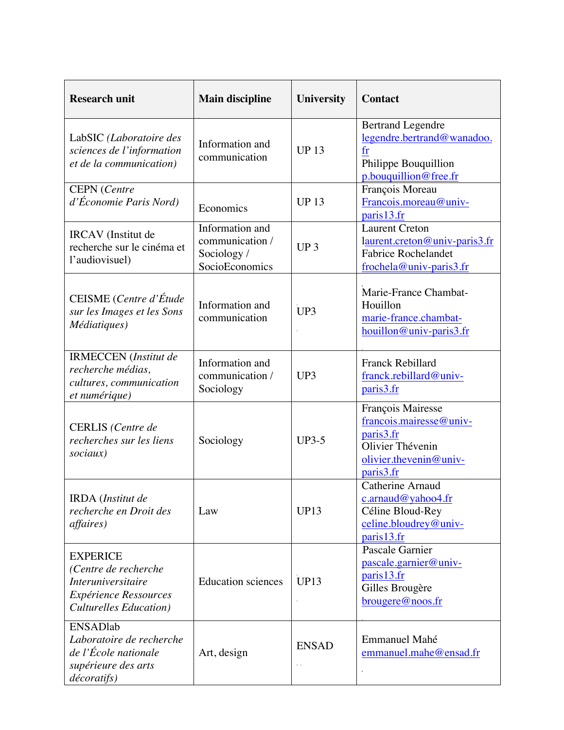| Research unit | Main discipline | University | Contact |
|---|---|---|---|
| LabSIC *(Laboratoire des sciences de l'information et de la communication)* | Information and communication | UP 13 | Bertrand Legendre legendre.bertrand@wanadoo.fr Philippe Bouquillion p.bouquillion@free.fr |
| CEPN *(Centre d'Économie Paris Nord)* | Economics | UP 13 | François Moreau Francois.moreau@univ-paris13.fr |
| IRCAV (Institut de recherche sur le cinéma et l'audiovisuel) | Information and communication / Sociology / SocioEconomics | UP 3 | Laurent Creton laurent.creton@univ-paris3.fr Fabrice Rochelandet frochela@univ-paris3.fr |
| CEISME *(Centre d'Étude sur les Images et les Sons Médiatiques)* | Information and communication | UP3 | Marie-France Chambat-Houillon marie-france.chambat-houillon@univ-paris3.fr |
| IRMECCEN *(Institut de recherche médias, cultures, communication et numérique)* | Information and communication / Sociology | UP3 | Franck Rebillard franck.rebillard@univ-paris3.fr |
| CERLIS *(Centre de recherches sur les liens sociaux)* | Sociology | UP3-5 | François Mairesse francois.mairesse@univ-paris3.fr Olivier Thévenin olivier.thevenin@univ-paris3.fr |
| IRDA *(Institut de recherche en Droit des affaires)* | Law | UP13 | Catherine Arnaud c.arnaud@yahoo4.fr Céline Bloud-Rey celine.bloudrey@univ-paris13.fr |
| EXPERICE *(Centre de recherche Interuniversitaire Expérience Ressources Culturelles Education)* | Education sciences | UP13 | Pascale Garnier pascale.garnier@univ-paris13.fr Gilles Brougère brougere@noos.fr |
| ENSADlab *Laboratoire de recherche de l'École nationale supérieure des arts décoratifs)* | Art, design | ENSAD | Emmanuel Mahé emmanuel.mahe@ensad.fr |